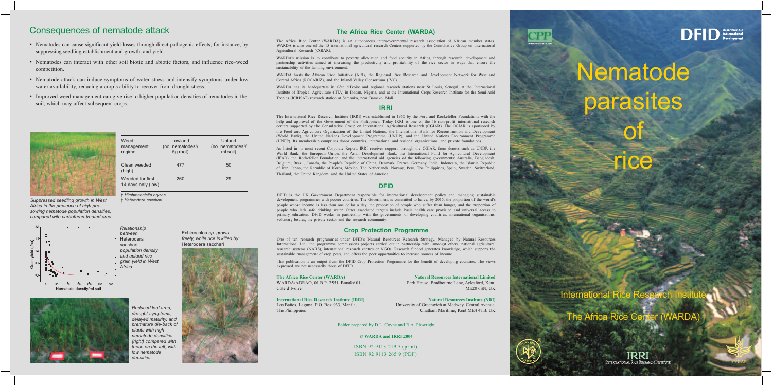# Consequences of nematode attack

- Nematodes can cause significant yield losses through direct pathogenic effects; for instance, by suppressing seedling establishment and growth, and yield.
- Nematodes can interact with other soil biotic and abiotic factors, and influence rice–weed competition.
- Nematode attack can induce symptoms of water stress and intensify symptoms under low water availability, reducing a crop's ability to recover from drought stress.
- Improved weed management can give rise to higher population densities of nematodes in the soil, which may affect subsequent crops.

*Suppressed seedling growth in West Africa in the presence of high pre-sowing nematode population densities, compared with carbofuran-treated area*

| Weed management regime | Lowland (no. nematodes†/ 5g root) | Upland (no. nematodes‡/ ml soil) |
|---|---|---|
| Clean weeded (high) | 477 | 50 |
| Weeded for first 14 days only (low) | 260 | 29 |

† *Hirshmanniella oryzae*
‡ *Heterodera sacchari*

*Relationship between* Heterodera sacchari *population density and upland rice grain yield in West Africa*

Echinochloa *sp. grows freely, while rice is killed by* Heterodera sacchari

*Reduced leaf area, drought symptoms, delayed maturity, and premature die-back of plants with high nematode densities (right) compared with those on the left, with low nematode densities*

## The Africa Rice Center (WARDA)

The Africa Rice Center (WARDA) is an autonomous intergovernmental research association of African member states. WARDA is also one of the 15 international agricultural research Centers supported by the Consultative Group on International Agricultural Research (CGIAR).

WARDA's mission is to contribute to poverty alleviation and food security in Africa, through research, development and partnership activities aimed at increasing the productivity and profitability of the rice sector in ways that ensure the sustainability of the farming environment.

WARDA hosts the African Rice Initiative (ARI), the Regional Rice Research and Development Network for West and Central Africa (ROCARIZ), and the Inland Valley Consortium (IVC).

WARDA has its headquarters in Côte d'Ivoire and regional research stations near St Louis, Senegal, at the International Institute of Tropical Agriculture (IITA) in Ibadan, Nigeria, and at the International Crops Research Institute for the Semi-Arid Tropics (ICRISAT) research station at Samanko, near Bamako, Mali.

## IRRI

The International Rice Research Institute (IRRI) was established in 1960 by the Ford and Rockefeller Foundations with the help and approval of the Government of the Philippines. Today IRRI is one of the 16 non-profit international research centers supported by the Consultative Group on International Agricultural Research (CGIAR). The CGIAR is sponsored by the Food and Agriculture Organization of the United Nations, the International Bank for Reconstruction and Development (World Bank), the United Nations Development Programme (UNDP), and the United Nations Environment Programme (UNEP). Its membership comprises donor countries, international and regional organizations, and private foundations.

As listed in its most recent Corporate Report, IRRI receives support, through the CGIAR, from donors such as UNDP, the World Bank, the European Union, the Asian Development Bank, the International Fund for Agricultural Development (IFAD), the Rockefeller Foundation, and the international aid agencies of the following governments: Australia, Bangladesh, Belgium, Brazil, Canada, the People's Republic of China, Denmark, France, Germany, India, Indonesia, the Islamic Republic of Iran, Japan, the Republic of Korea, Mexico, The Netherlands, Norway, Peru, The Philippines, Spain, Sweden, Switzerland, Thailand, the United Kingdom, and the United States of America.

## DFID

DFID is the UK Government Department responsible for international development policy and managing sustainable development programmes with poorer countries. The Government is committed to halve, by 2015, the proportion of the world's people whose income is less than one dollar a day, the proportion of people who suffer from hunger, and the proportion of people who lack safe drinking water. Other associated targets include basic health care provision and universal access to primary education. DFID works in partnership with the governments of developing countries, international organisations, voluntary bodies, the private sector and the research community.

## Crop Protection Programme

One of ten research programmes under DFID's Natural Resources Research Strategy. Managed by Natural Resources International Ltd., the programme commissions projects carried out in partnership with, amongst others, national agricultural research systems (NARS), international research centres or NGOs. Research funded generates knowledge, which supports the sustainable management of crop pests, and offers the poor opportunities to increase sources of income.

This publication is an output from the DFID Crop Protection Programme for the benefit of developing countries. The views expressed are not necessarily those of DFID.

**The Africa Rice Center (WARDA)**
WARDA/ADRAO, 01 B.P. 2551, Bouaké 01, Côte d'Ivoire

**Natural Resources International Limited**
Park House, Bradbourne Lane, Aylesford, Kent, ME20 6SN, UK

**International Rice Research Institute (IRRI)**
Los Baños, Laguna, P.O. Box 933, Manila, The Philippines

**Natural Resources Institute (NRI)**
University of Greenwich at Medway, Central Avenue, Chatham Maritime, Kent ME4 4TB, UK

Folder prepared by D.L. Coyne and R.A. Plowright

**© WARDA and IRRI 2004**

ISBN 92 9113 219 5 (print)
ISBN 92 9113 265 9 (PDF)

# Nematode parasites of rice

International Rice Research Institute

The Africa Rice Center (WARDA)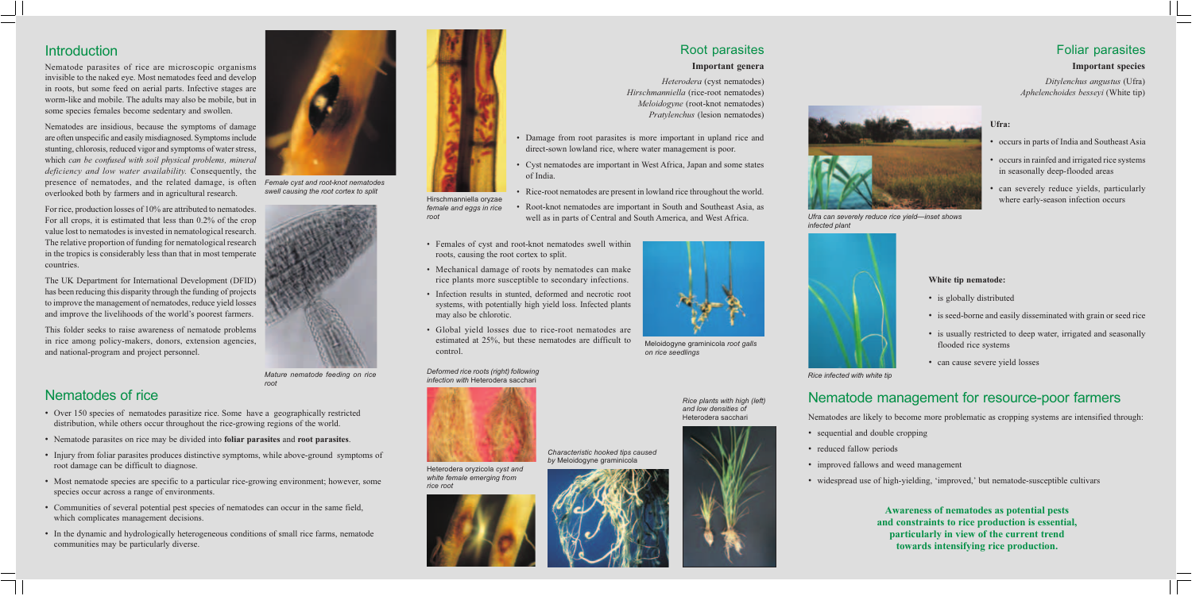## Introduction

Nematode parasites of rice are microscopic organisms invisible to the naked eye. Most nematodes feed and develop in roots, but some feed on aerial parts. Infective stages are worm-like and mobile. The adults may also be mobile, but in some species females become sedentary and swollen.

Nematodes are insidious, because the symptoms of damage are often unspecific and easily misdiagnosed. Symptoms include stunting, chlorosis, reduced vigor and symptoms of water stress, which *can be confused with soil physical problems, mineral deficiency and low water availability.* Consequently, the presence of nematodes, and the related damage, is often overlooked both by farmers and in agricultural research.

For rice, production losses of 10% are attributed to nematodes. For all crops, it is estimated that less than 0.2% of the crop value lost to nematodes is invested in nematological research. The relative proportion of funding for nematological research in the tropics is considerably less than that in most temperate countries.

The UK Department for International Development (DFID) has been reducing this disparity through the funding of projects to improve the management of nematodes, reduce yield losses and improve the livelihoods of the world's poorest farmers.

This folder seeks to raise awareness of nematode problems in rice among policy-makers, donors, extension agencies, and national-program and project personnel.

*Female cyst and root-knot nematodes swell causing the root cortex to split*

*Mature nematode feeding on rice root*

## Nematodes of rice

- Over 150 species of nematodes parasitize rice. Some have a geographically restricted distribution, while others occur throughout the rice-growing regions of the world.
- Nematode parasites on rice may be divided into **foliar parasites** and **root parasites**.
- Injury from foliar parasites produces distinctive symptoms, while above-ground symptoms of root damage can be difficult to diagnose.
- Most nematode species are specific to a particular rice-growing environment; however, some species occur across a range of environments.
- Communities of several potential pest species of nematodes can occur in the same field, which complicates management decisions.
- In the dynamic and hydrologically heterogeneous conditions of small rice farms, nematode communities may be particularly diverse.

*Hirschmanniella oryzae female and eggs in rice root*

## Root parasites

### Important genera

*Heterodera* (cyst nematodes)
*Hirschmanniella* (rice-root nematodes)
*Meloidogyne* (root-knot nematodes)
*Pratylenchus* (lesion nematodes)

- Damage from root parasites is more important in upland rice and direct-sown lowland rice, where water management is poor.
- Cyst nematodes are important in West Africa, Japan and some states of India.
- Rice-root nematodes are present in lowland rice throughout the world.
- Root-knot nematodes are important in South and Southeast Asia, as well as in parts of Central and South America, and West Africa.

- Females of cyst and root-knot nematodes swell within roots, causing the root cortex to split.
- Mechanical damage of roots by nematodes can make rice plants more susceptible to secondary infections.
- Infection results in stunted, deformed and necrotic root systems, with potentially high yield loss. Infected plants may also be chlorotic.
- Global yield losses due to rice-root nematodes are estimated at 25%, but these nematodes are difficult to control.

*Meloidogyne graminicola* root galls on rice seedlings

*Deformed rice roots (right) following infection with* Heterodera sacchari

*Heterodera oryzicola* cyst and white female emerging from rice root

*Characteristic hooked tips caused by* Meloidogyne graminicola

*Rice plants with high (left) and low densities of* Heterodera sacchari

## Foliar parasites

### Important species

*Ditylenchus angustus* (Ufra)
*Aphelenchoides besseyi* (White tip)

**Ufra:**

- occurs in parts of India and Southeast Asia
- occurs in rainfed and irrigated rice systems in seasonally deep-flooded areas
- can severely reduce yields, particularly where early-season infection occurs

*Ufra can severely reduce rice yield—inset shows infected plant*

**White tip nematode:**

- is globally distributed
- is seed-borne and easily disseminated with grain or seed rice
- is usually restricted to deep water, irrigated and seasonally flooded rice systems
- can cause severe yield losses

*Rice infected with white tip*

## Nematode management for resource-poor farmers

Nematodes are likely to become more problematic as cropping systems are intensified through:

- sequential and double cropping
- reduced fallow periods
- improved fallows and weed management
- widespread use of high-yielding, 'improved,' but nematode-susceptible cultivars

**Awareness of nematodes as potential pests and constraints to rice production is essential, particularly in view of the current trend towards intensifying rice production.**